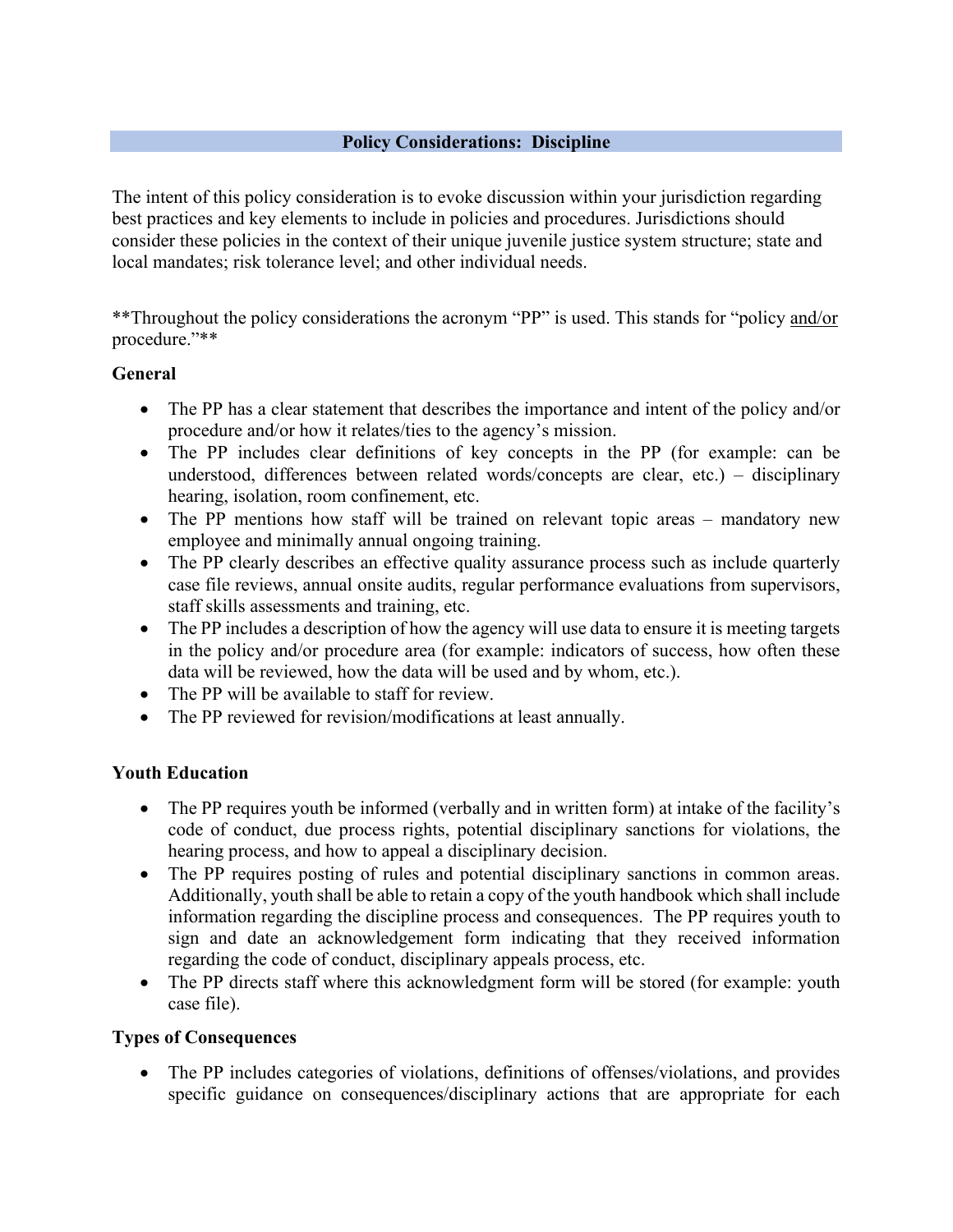## Policy Considerations: Discipline

The intent of this policy consideration is to evoke discussion within your jurisdiction regarding best practices and key elements to include in policies and procedures. Jurisdictions should consider these policies in the context of their unique juvenile justice system structure; state and local mandates; risk tolerance level; and other individual needs.

**Throughout the policy considerations the acronym "PP" is used. This stands for "policy and/or procedure."**

### General

- The PP has a clear statement that describes the importance and intent of the policy and/or procedure and/or how it relates/ties to the agency's mission.
- The PP includes clear definitions of key concepts in the PP (for example: can be understood, differences between related words/concepts are clear, etc.) – disciplinary hearing, isolation, room confinement, etc.
- The PP mentions how staff will be trained on relevant topic areas – mandatory new employee and minimally annual ongoing training.
- The PP clearly describes an effective quality assurance process such as include quarterly case file reviews, annual onsite audits, regular performance evaluations from supervisors, staff skills assessments and training, etc.
- The PP includes a description of how the agency will use data to ensure it is meeting targets in the policy and/or procedure area (for example: indicators of success, how often these data will be reviewed, how the data will be used and by whom, etc.).
- The PP will be available to staff for review.
- The PP reviewed for revision/modifications at least annually.

### Youth Education

- The PP requires youth be informed (verbally and in written form) at intake of the facility's code of conduct, due process rights, potential disciplinary sanctions for violations, the hearing process, and how to appeal a disciplinary decision.
- The PP requires posting of rules and potential disciplinary sanctions in common areas. Additionally, youth shall be able to retain a copy of the youth handbook which shall include information regarding the discipline process and consequences. The PP requires youth to sign and date an acknowledgement form indicating that they received information regarding the code of conduct, disciplinary appeals process, etc.
- The PP directs staff where this acknowledgment form will be stored (for example: youth case file).

### Types of Consequences

- The PP includes categories of violations, definitions of offenses/violations, and provides specific guidance on consequences/disciplinary actions that are appropriate for each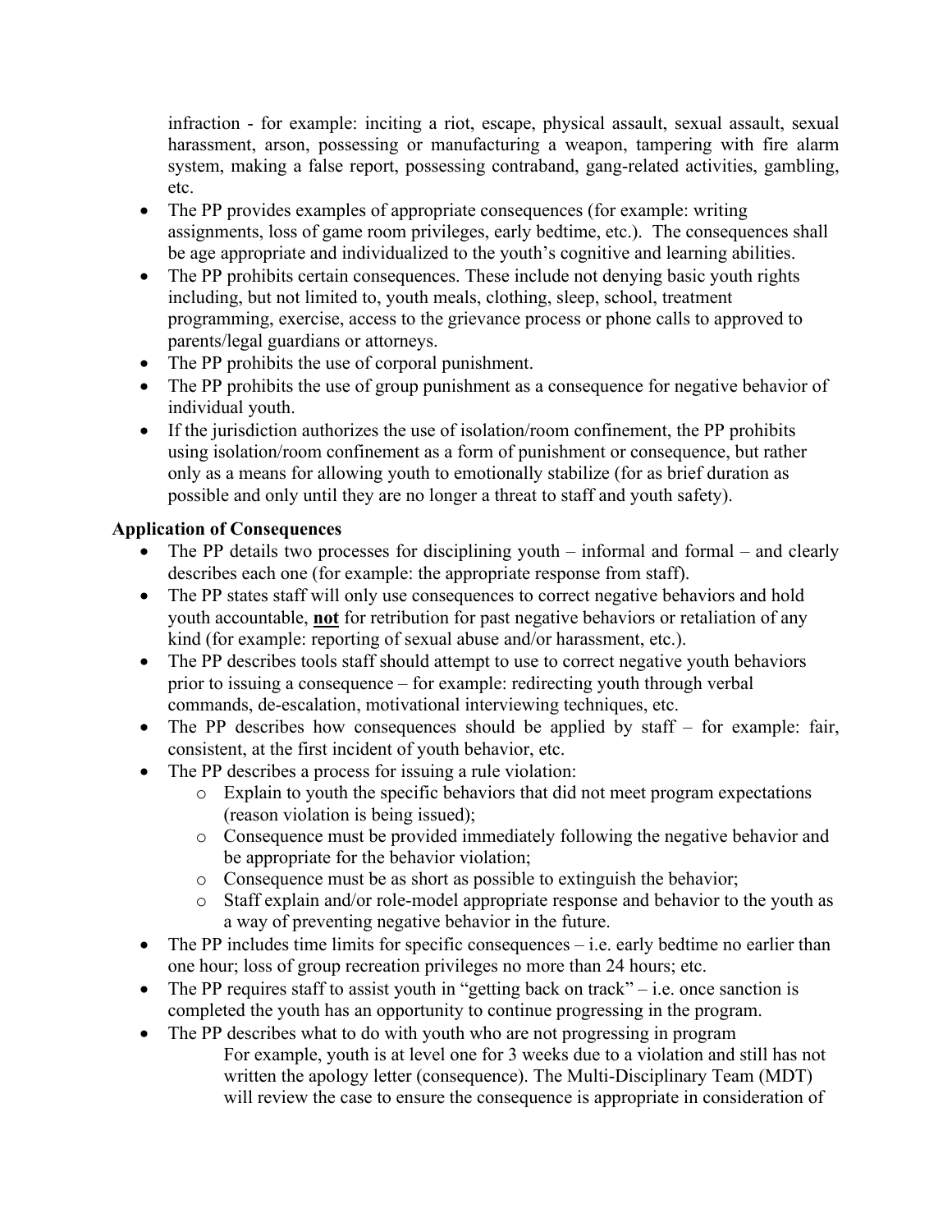infraction - for example: inciting a riot, escape, physical assault, sexual assault, sexual harassment, arson, possessing or manufacturing a weapon, tampering with fire alarm system, making a false report, possessing contraband, gang-related activities, gambling, etc.

- The PP provides examples of appropriate consequences (for example: writing assignments, loss of game room privileges, early bedtime, etc.). The consequences shall be age appropriate and individualized to the youth's cognitive and learning abilities.
- The PP prohibits certain consequences. These include not denying basic youth rights including, but not limited to, youth meals, clothing, sleep, school, treatment programming, exercise, access to the grievance process or phone calls to approved to parents/legal guardians or attorneys.
- The PP prohibits the use of corporal punishment.
- The PP prohibits the use of group punishment as a consequence for negative behavior of individual youth.
- If the jurisdiction authorizes the use of isolation/room confinement, the PP prohibits using isolation/room confinement as a form of punishment or consequence, but rather only as a means for allowing youth to emotionally stabilize (for as brief duration as possible and only until they are no longer a threat to staff and youth safety).

**Application of Consequences**

- The PP details two processes for disciplining youth – informal and formal – and clearly describes each one (for example: the appropriate response from staff).
- The PP states staff will only use consequences to correct negative behaviors and hold youth accountable, **not** for retribution for past negative behaviors or retaliation of any kind (for example: reporting of sexual abuse and/or harassment, etc.).
- The PP describes tools staff should attempt to use to correct negative youth behaviors prior to issuing a consequence – for example: redirecting youth through verbal commands, de-escalation, motivational interviewing techniques, etc.
- The PP describes how consequences should be applied by staff – for example: fair, consistent, at the first incident of youth behavior, etc.
- The PP describes a process for issuing a rule violation:
  - Explain to youth the specific behaviors that did not meet program expectations (reason violation is being issued);
  - Consequence must be provided immediately following the negative behavior and be appropriate for the behavior violation;
  - Consequence must be as short as possible to extinguish the behavior;
  - Staff explain and/or role-model appropriate response and behavior to the youth as a way of preventing negative behavior in the future.
- The PP includes time limits for specific consequences – i.e. early bedtime no earlier than one hour; loss of group recreation privileges no more than 24 hours; etc.
- The PP requires staff to assist youth in "getting back on track" – i.e. once sanction is completed the youth has an opportunity to continue progressing in the program.
- The PP describes what to do with youth who are not progressing in program

  For example, youth is at level one for 3 weeks due to a violation and still has not written the apology letter (consequence). The Multi-Disciplinary Team (MDT) will review the case to ensure the consequence is appropriate in consideration of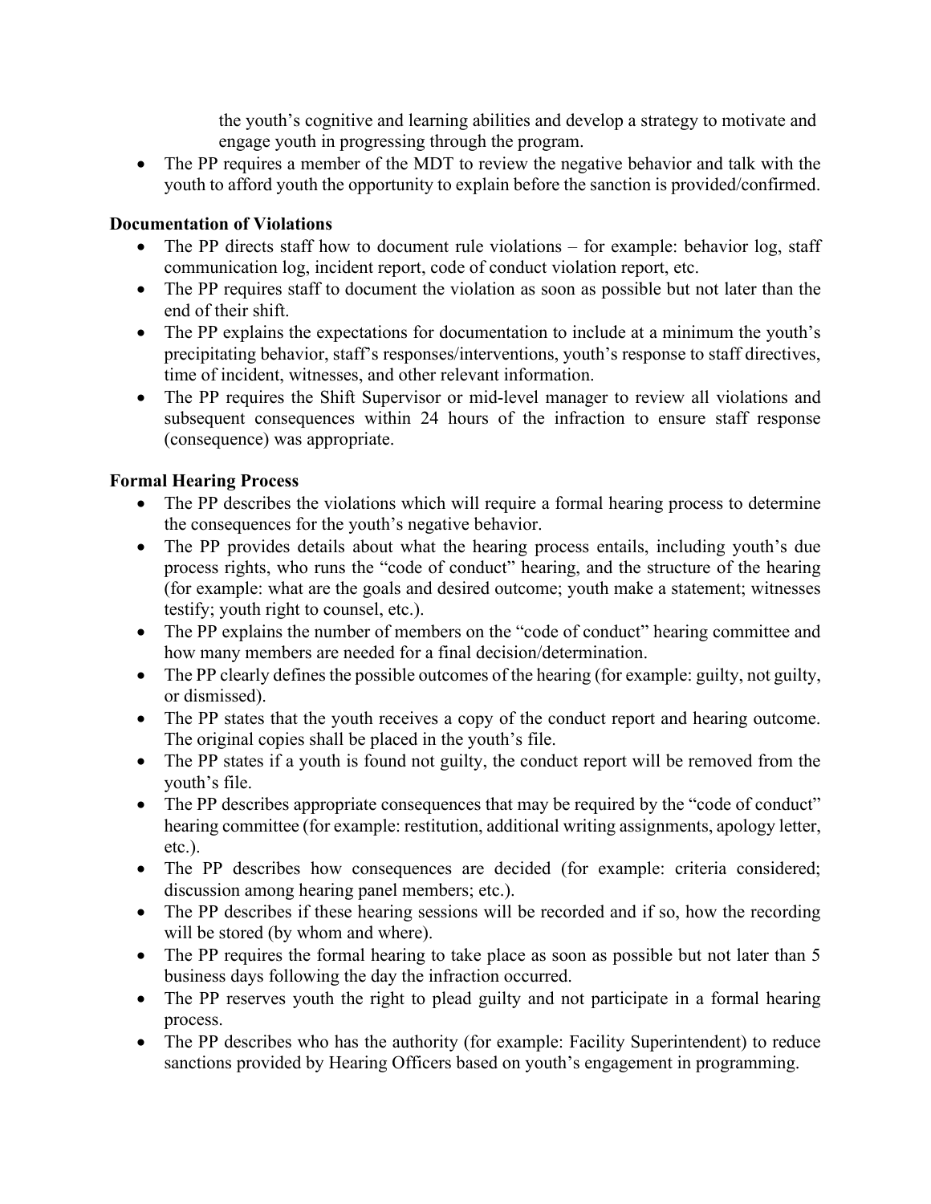the youth's cognitive and learning abilities and develop a strategy to motivate and engage youth in progressing through the program.

- The PP requires a member of the MDT to review the negative behavior and talk with the youth to afford youth the opportunity to explain before the sanction is provided/confirmed.

**Documentation of Violations**

- The PP directs staff how to document rule violations – for example: behavior log, staff communication log, incident report, code of conduct violation report, etc.
- The PP requires staff to document the violation as soon as possible but not later than the end of their shift.
- The PP explains the expectations for documentation to include at a minimum the youth's precipitating behavior, staff's responses/interventions, youth's response to staff directives, time of incident, witnesses, and other relevant information.
- The PP requires the Shift Supervisor or mid-level manager to review all violations and subsequent consequences within 24 hours of the infraction to ensure staff response (consequence) was appropriate.

**Formal Hearing Process**

- The PP describes the violations which will require a formal hearing process to determine the consequences for the youth's negative behavior.
- The PP provides details about what the hearing process entails, including youth's due process rights, who runs the "code of conduct" hearing, and the structure of the hearing (for example: what are the goals and desired outcome; youth make a statement; witnesses testify; youth right to counsel, etc.).
- The PP explains the number of members on the "code of conduct" hearing committee and how many members are needed for a final decision/determination.
- The PP clearly defines the possible outcomes of the hearing (for example: guilty, not guilty, or dismissed).
- The PP states that the youth receives a copy of the conduct report and hearing outcome. The original copies shall be placed in the youth's file.
- The PP states if a youth is found not guilty, the conduct report will be removed from the youth's file.
- The PP describes appropriate consequences that may be required by the "code of conduct" hearing committee (for example: restitution, additional writing assignments, apology letter, etc.).
- The PP describes how consequences are decided (for example: criteria considered; discussion among hearing panel members; etc.).
- The PP describes if these hearing sessions will be recorded and if so, how the recording will be stored (by whom and where).
- The PP requires the formal hearing to take place as soon as possible but not later than 5 business days following the day the infraction occurred.
- The PP reserves youth the right to plead guilty and not participate in a formal hearing process.
- The PP describes who has the authority (for example: Facility Superintendent) to reduce sanctions provided by Hearing Officers based on youth's engagement in programming.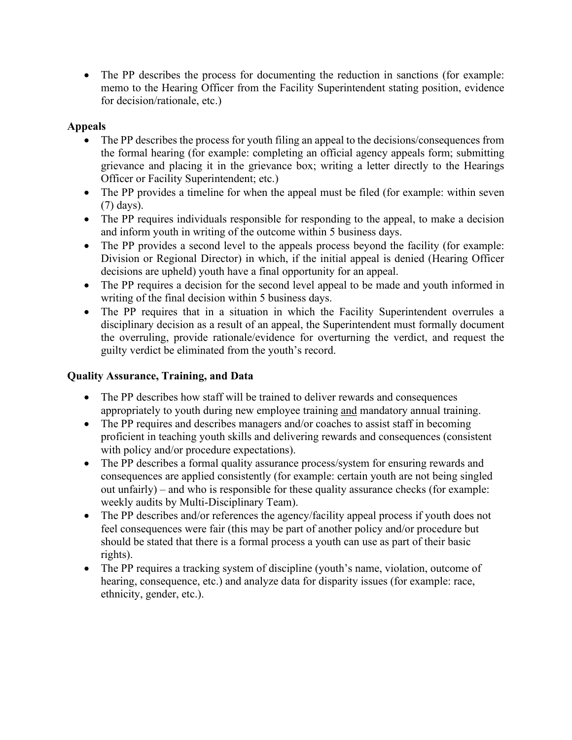- The PP describes the process for documenting the reduction in sanctions (for example: memo to the Hearing Officer from the Facility Superintendent stating position, evidence for decision/rationale, etc.)

**Appeals**

- The PP describes the process for youth filing an appeal to the decisions/consequences from the formal hearing (for example: completing an official agency appeals form; submitting grievance and placing it in the grievance box; writing a letter directly to the Hearings Officer or Facility Superintendent; etc.)
- The PP provides a timeline for when the appeal must be filed (for example: within seven (7) days).
- The PP requires individuals responsible for responding to the appeal, to make a decision and inform youth in writing of the outcome within 5 business days.
- The PP provides a second level to the appeals process beyond the facility (for example: Division or Regional Director) in which, if the initial appeal is denied (Hearing Officer decisions are upheld) youth have a final opportunity for an appeal.
- The PP requires a decision for the second level appeal to be made and youth informed in writing of the final decision within 5 business days.
- The PP requires that in a situation in which the Facility Superintendent overrules a disciplinary decision as a result of an appeal, the Superintendent must formally document the overruling, provide rationale/evidence for overturning the verdict, and request the guilty verdict be eliminated from the youth's record.

**Quality Assurance, Training, and Data**

- The PP describes how staff will be trained to deliver rewards and consequences appropriately to youth during new employee training <u>and</u> mandatory annual training.
- The PP requires and describes managers and/or coaches to assist staff in becoming proficient in teaching youth skills and delivering rewards and consequences (consistent with policy and/or procedure expectations).
- The PP describes a formal quality assurance process/system for ensuring rewards and consequences are applied consistently (for example: certain youth are not being singled out unfairly) – and who is responsible for these quality assurance checks (for example: weekly audits by Multi-Disciplinary Team).
- The PP describes and/or references the agency/facility appeal process if youth does not feel consequences were fair (this may be part of another policy and/or procedure but should be stated that there is a formal process a youth can use as part of their basic rights).
- The PP requires a tracking system of discipline (youth's name, violation, outcome of hearing, consequence, etc.) and analyze data for disparity issues (for example: race, ethnicity, gender, etc.).